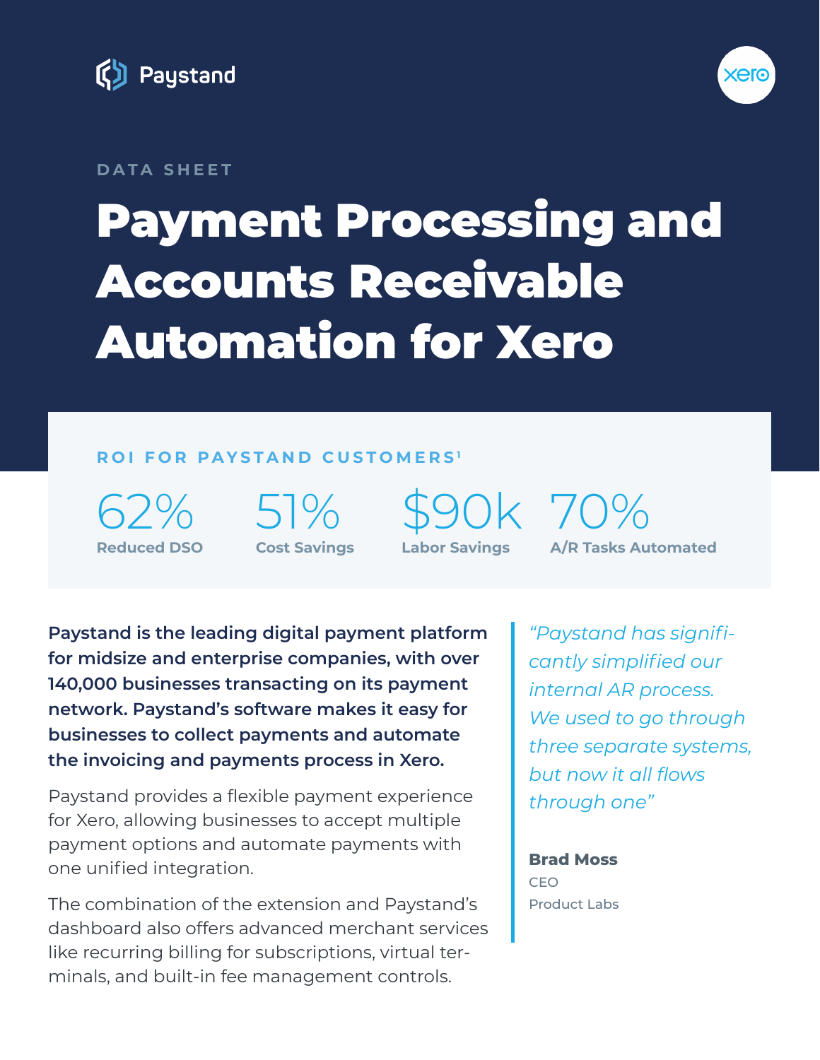Paystand

xero

DATA SHEET

# Payment Processing and Accounts Receivable Automation for Xero

## ROI FOR PAYSTAND CUSTOMERS[1]

| 62% | 51% | $90k | 70% |
|---|---|---|---|
| Reduced DSO | Cost Savings | Labor Savings | A/R Tasks Automated |

**Paystand is the leading digital payment platform for midsize and enterprise companies, with over 140,000 businesses transacting on its payment network. Paystand's software makes it easy for businesses to collect payments and automate the invoicing and payments process in Xero.**

Paystand provides a flexible payment experience for Xero, allowing businesses to accept multiple payment options and automate payments with one unified integration.

The combination of the extension and Paystand's dashboard also offers advanced merchant services like recurring billing for subscriptions, virtual terminals, and built-in fee management controls.

> *"Paystand has significantly simplified our internal AR process. We used to go through three separate systems, but now it all flows through one"*
>
> **Brad Moss**
> CEO
> Product Labs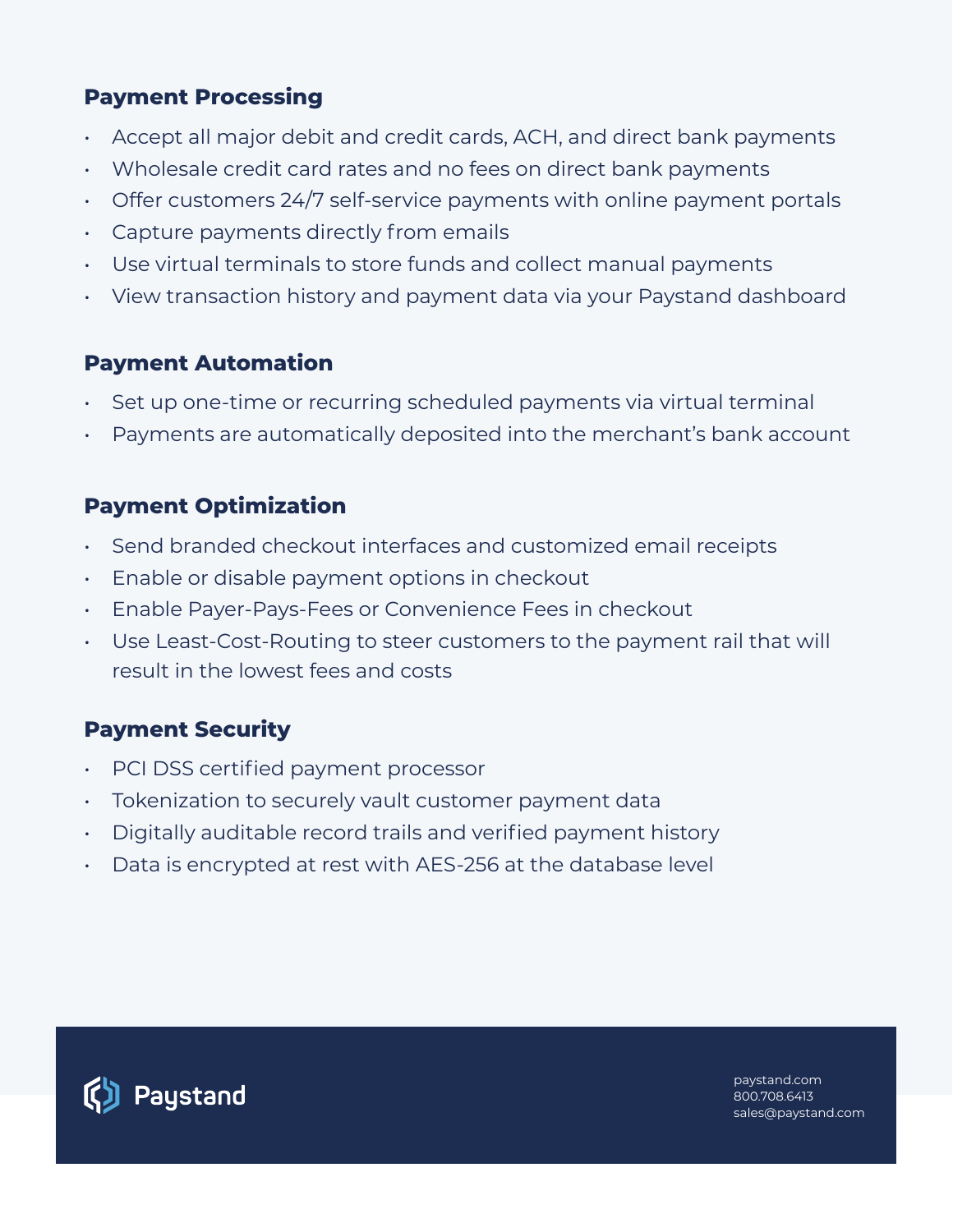## Payment Processing

- Accept all major debit and credit cards, ACH, and direct bank payments
- Wholesale credit card rates and no fees on direct bank payments
- Offer customers 24/7 self-service payments with online payment portals
- Capture payments directly from emails
- Use virtual terminals to store funds and collect manual payments
- View transaction history and payment data via your Paystand dashboard

## Payment Automation

- Set up one-time or recurring scheduled payments via virtual terminal
- Payments are automatically deposited into the merchant's bank account

## Payment Optimization

- Send branded checkout interfaces and customized email receipts
- Enable or disable payment options in checkout
- Enable Payer-Pays-Fees or Convenience Fees in checkout
- Use Least-Cost-Routing to steer customers to the payment rail that will result in the lowest fees and costs

## Payment Security

- PCI DSS certified payment processor
- Tokenization to securely vault customer payment data
- Digitally auditable record trails and verified payment history
- Data is encrypted at rest with AES-256 at the database level

Paystand

paystand.com
800.708.6413
sales@paystand.com